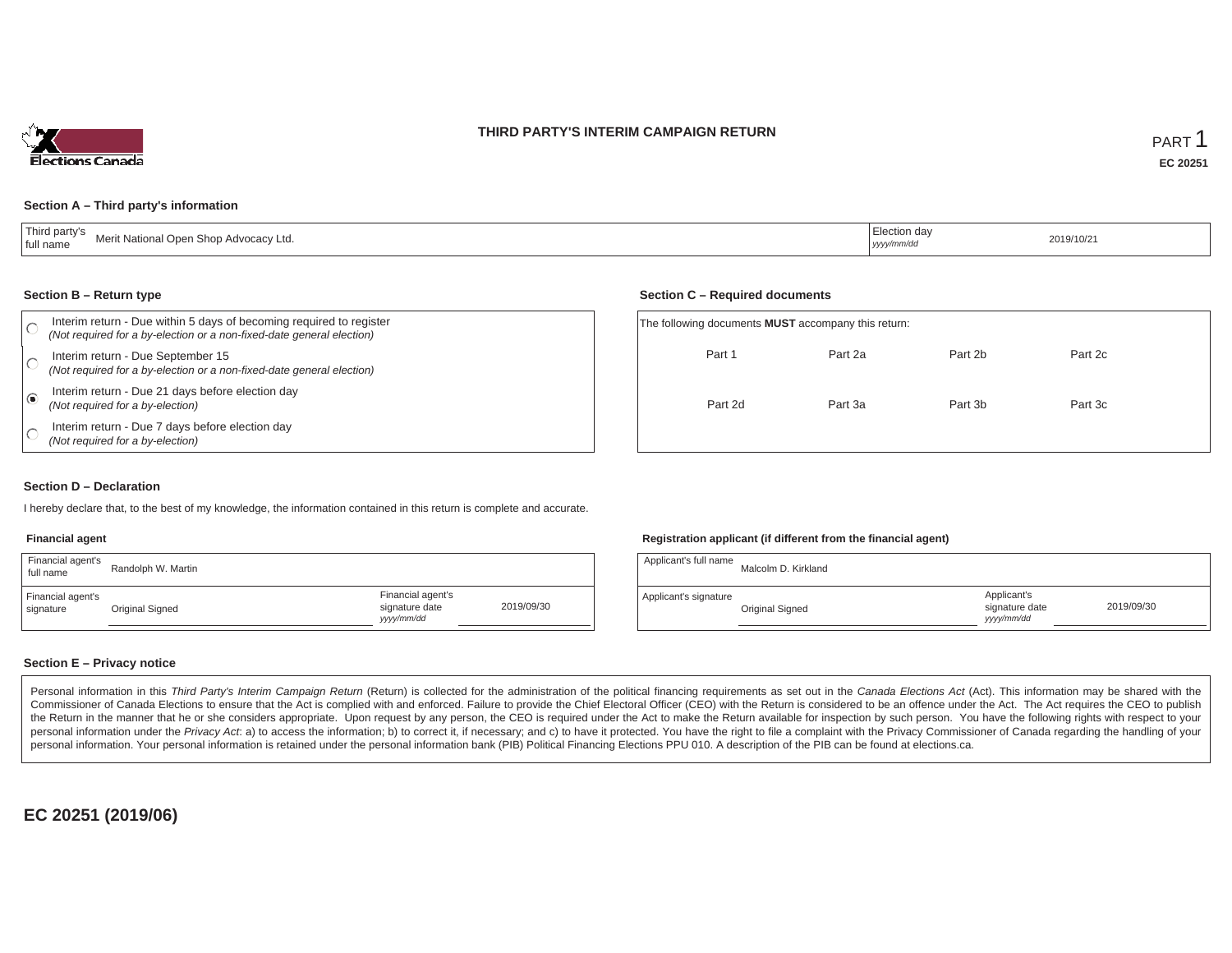# THIRD PARTY'S INTERIM CAMPAIGN RETURN

PART 1

**EC 20251**

### Section A – Third party's information

| Third party's full name | Merit National Open Shop Advocacy Ltd. | Election day *yyyy/mm/dd* | 2019/10/21 |
|---|---|---|---|

### Section B – Return type

- ○ Interim return - Due within 5 days of becoming required to register *(Not required for a by-election or a non-fixed-date general election)*
- ○ Interim return - Due September 15 *(Not required for a by-election or a non-fixed-date general election)*
- ◉ Interim return - Due 21 days before election day *(Not required for a by-election)*
- ○ Interim return - Due 7 days before election day *(Not required for a by-election)*

### Section C – Required documents

The following documents **MUST** accompany this return:

| | | | |
|---|---|---|---|
| Part 1 | Part 2a | Part 2b | Part 2c |
| Part 2d | Part 3a | Part 3b | Part 3c |

### Section D – Declaration

I hereby declare that, to the best of my knowledge, the information contained in this return is complete and accurate.

**Financial agent**

| | | | |
|---|---|---|---|
| Financial agent's full name | Randolph W. Martin | | |
| Financial agent's signature | Original Signed | Financial agent's signature date *yyyy/mm/dd* | 2019/09/30 |

**Registration applicant (if different from the financial agent)**

| | | | |
|---|---|---|---|
| Applicant's full name | Malcolm D. Kirkland | | |
| Applicant's signature | Original Signed | Applicant's signature date *yyyy/mm/dd* | 2019/09/30 |

### Section E – Privacy notice

Personal information in this *Third Party's Interim Campaign Return* (Return) is collected for the administration of the political financing requirements as set out in the *Canada Elections Act* (Act). This information may be shared with the Commissioner of Canada Elections to ensure that the Act is complied with and enforced. Failure to provide the Chief Electoral Officer (CEO) with the Return is considered to be an offence under the Act. The Act requires the CEO to publish the Return in the manner that he or she considers appropriate. Upon request by any person, the CEO is required under the Act to make the Return available for inspection by such person. You have the following rights with respect to your personal information under the *Privacy Act*: a) to access the information; b) to correct it, if necessary; and c) to have it protected. You have the right to file a complaint with the Privacy Commissioner of Canada regarding the handling of your personal information. Your personal information is retained under the personal information bank (PIB) Political Financing Elections PPU 010. A description of the PIB can be found at elections.ca.

**EC 20251 (2019/06)**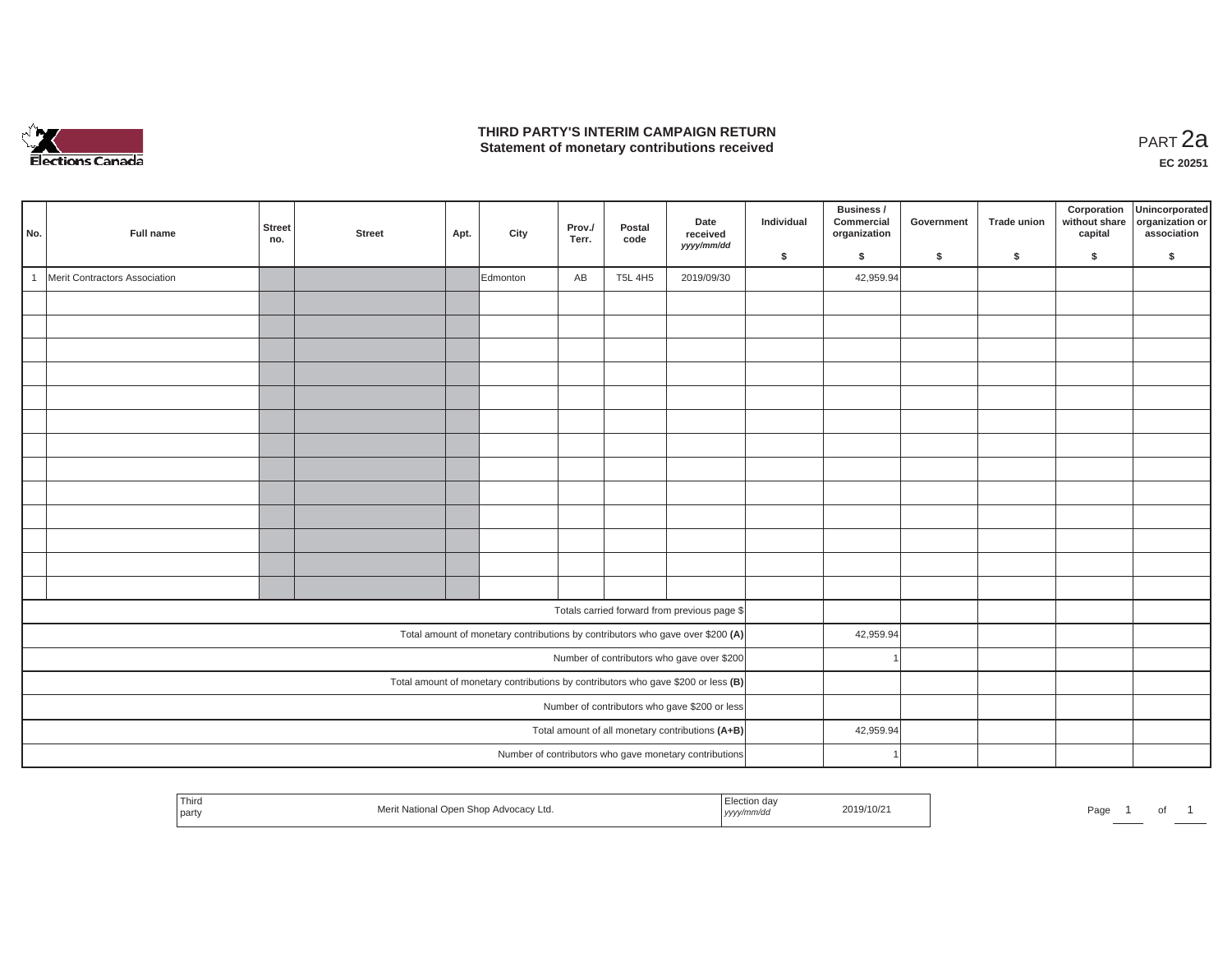# THIRD PARTY'S INTERIM CAMPAIGN RETURN
## Statement of monetary contributions received

PART 2a

EC 20251

| No. | Full name | Street no. | Street | Apt. | City | Prov./ Terr. | Postal code | Date received yyyy/mm/dd | Individual $ | Business / Commercial organization $ | Government $ | Trade union $ | Corporation without share capital $ | Unincorporated organization or association $ |
|---|---|---|---|---|---|---|---|---|---|---|---|---|---|---|
| 1 | Merit Contractors Association | | | | Edmonton | AB | T5L 4H5 | 2019/09/30 | | 42,959.94 | | | | |
| | | | | | | | | | | | | | | |
| | | | | | | | | | | | | | | |
| | | | | | | | | | | | | | | |
| | | | | | | | | | | | | | | |
| | | | | | | | | | | | | | | |
| | | | | | | | | | | | | | | |
| | | | | | | | | | | | | | | |
| | | | | | | | | | | | | | | |
| | | | | | | | | | | | | | | |
| | | | | | | | | | | | | | | |
| | | | | | | | | | | | | | | |
| | | | | | | | | | | | | | | |
| | | | | | | | | | | | | | | |
| Totals carried forward from previous page $ | | | | | | | | | | | | | | |
| Total amount of monetary contributions by contributors who gave over $200 **(A)** | | | | | | | | | | 42,959.94 | | | | |
| Number of contributors who gave over $200 | | | | | | | | | | 1 | | | | |
| Total amount of monetary contributions by contributors who gave $200 or less **(B)** | | | | | | | | | | | | | | |
| Number of contributors who gave $200 or less | | | | | | | | | | | | | | |
| Total amount of all monetary contributions **(A+B)** | | | | | | | | | | 42,959.94 | | | | |
| Number of contributors who gave monetary contributions | | | | | | | | | | 1 | | | | |

| Third party | Merit National Open Shop Advocacy Ltd. | Election day yyyy/mm/dd | 2019/10/21 |
|---|---|---|---|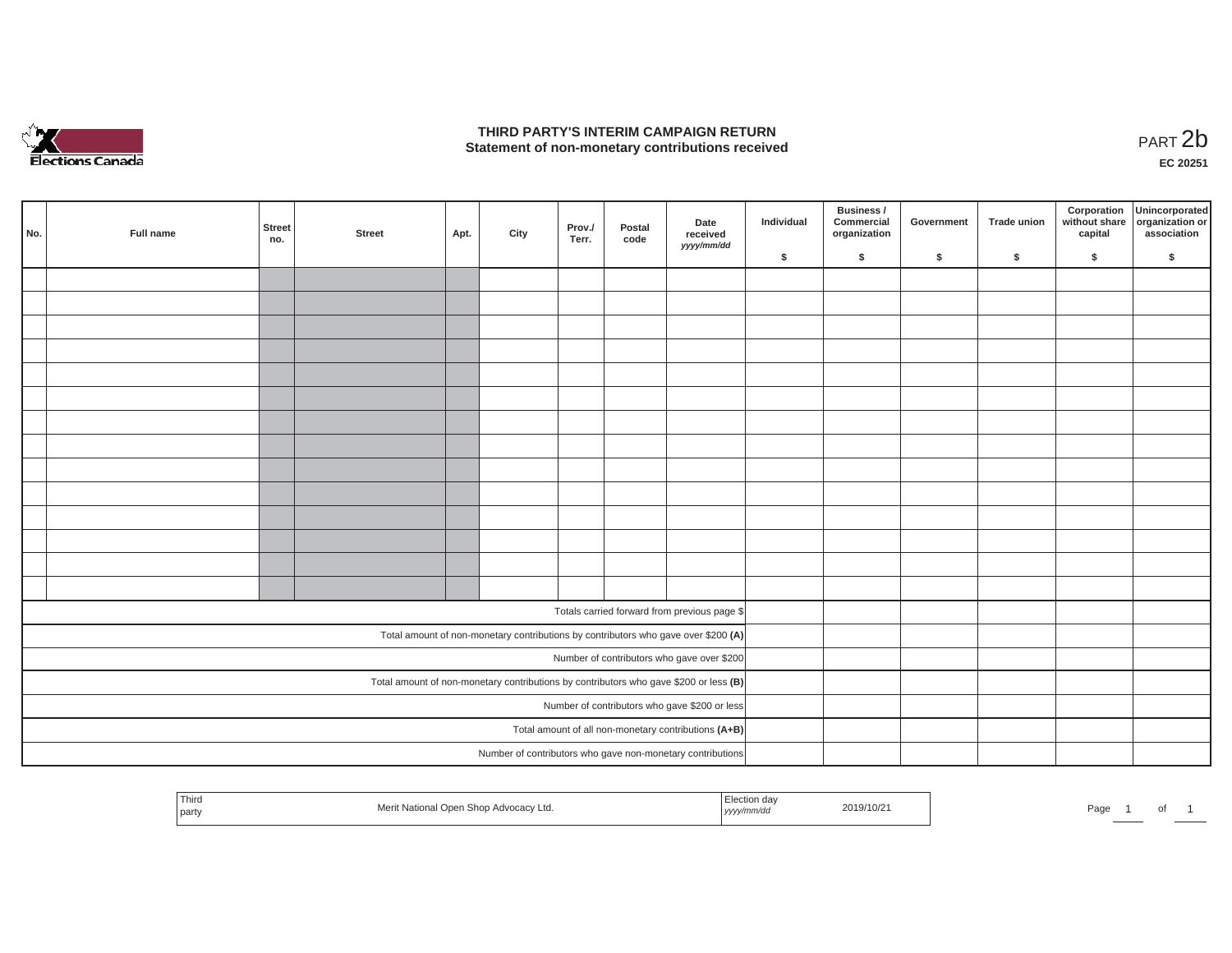# THIRD PARTY'S INTERIM CAMPAIGN RETURN
## Statement of non-monetary contributions received

PART 2b

EC 20251

| No. | Full name | Street no. | Street | Apt. | City | Prov./ Terr. | Postal code | Date received yyyy/mm/dd | Individual $ | Business / Commercial organization $ | Government $ | Trade union $ | Corporation without share capital $ | Unincorporated organization or association $ |
|---|---|---|---|---|---|---|---|---|---|---|---|---|---|---|
| | | | | | | | | | | | | | | |
| | | | | | | | | | | | | | | |
| | | | | | | | | | | | | | | |
| | | | | | | | | | | | | | | |
| | | | | | | | | | | | | | | |
| | | | | | | | | | | | | | | |
| | | | | | | | | | | | | | | |
| | | | | | | | | | | | | | | |
| | | | | | | | | | | | | | | |
| | | | | | | | | | | | | | | |
| | | | | | | | | | | | | | | |
| | | | | | | | | | | | | | | |
| | | | | | | | | | | | | | | |
| | | | | | | | | | | | | | | |
| Totals carried forward from previous page $ | | | | | | | | | | | | | | |
| Total amount of non-monetary contributions by contributors who gave over $200 **(A)** | | | | | | | | | | | | | | |
| Number of contributors who gave over $200 | | | | | | | | | | | | | | |
| Total amount of non-monetary contributions by contributors who gave $200 or less **(B)** | | | | | | | | | | | | | | |
| Number of contributors who gave $200 or less | | | | | | | | | | | | | | |
| Total amount of all non-monetary contributions **(A+B)** | | | | | | | | | | | | | | |
| Number of contributors who gave non-monetary contributions | | | | | | | | | | | | | | |

| Third party | Merit National Open Shop Advocacy Ltd. | Election day yyyy/mm/dd | 2019/10/21 |
|---|---|---|---|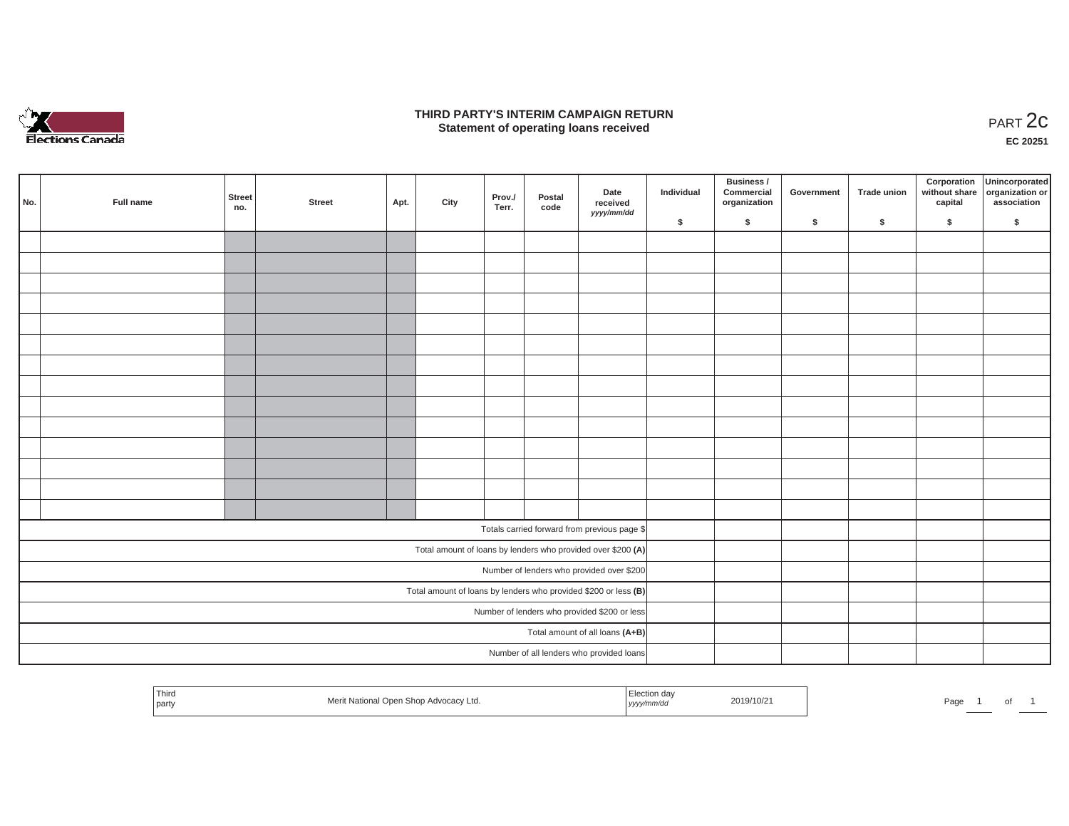# THIRD PARTY'S INTERIM CAMPAIGN RETURN

## Statement of operating loans received

PART 2c

EC 20251

| No. | Full name | Street no. | Street | Apt. | City | Prov./ Terr. | Postal code | Date received yyyy/mm/dd | Individual $ | Business / Commercial organization $ | Government $ | Trade union $ | Corporation without share capital $ | Unincorporated organization or association $ |
|---|---|---|---|---|---|---|---|---|---|---|---|---|---|---|
| | | | | | | | | | | | | | | |
| | | | | | | | | | | | | | | |
| | | | | | | | | | | | | | | |
| | | | | | | | | | | | | | | |
| | | | | | | | | | | | | | | |
| | | | | | | | | | | | | | | |
| | | | | | | | | | | | | | | |
| | | | | | | | | | | | | | | |
| | | | | | | | | | | | | | | |
| | | | | | | | | | | | | | | |
| | | | | | | | | | | | | | | |
| | | | | | | | | | | | | | | |
| | | | | | | | | | | | | | | |
| | | | | | | | | | | | | | | |
| Totals carried forward from previous page $ | | | | | | | | | | | | | | |
| Total amount of loans by lenders who provided over $200 **(A)** | | | | | | | | | | | | | | |
| Number of lenders who provided over $200 | | | | | | | | | | | | | | |
| Total amount of loans by lenders who provided $200 or less **(B)** | | | | | | | | | | | | | | |
| Number of lenders who provided $200 or less | | | | | | | | | | | | | | |
| Total amount of all loans **(A+B)** | | | | | | | | | | | | | | |
| Number of all lenders who provided loans | | | | | | | | | | | | | | |

| Third party | Merit National Open Shop Advocacy Ltd. | Election day yyyy/mm/dd | 2019/10/21 |
|---|---|---|---|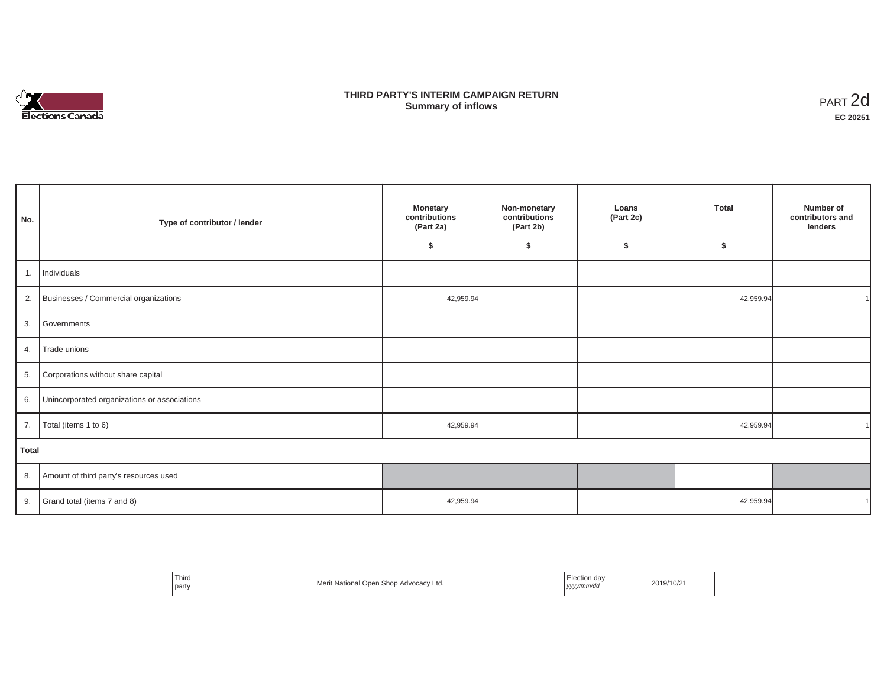Elections Canada

# THIRD PARTY'S INTERIM CAMPAIGN RETURN
## Summary of inflows

PART 2d
**EC 20251**

| No. | Type of contributor / lender | Monetary contributions (Part 2a) $ | Non-monetary contributions (Part 2b) $ | Loans (Part 2c) $ | Total $ | Number of contributors and lenders |
|---|---|---|---|---|---|---|
| 1. | Individuals | | | | | |
| 2. | Businesses / Commercial organizations | 42,959.94 | | | 42,959.94 | 1 |
| 3. | Governments | | | | | |
| 4. | Trade unions | | | | | |
| 5. | Corporations without share capital | | | | | |
| 6. | Unincorporated organizations or associations | | | | | |
| 7. | Total (items 1 to 6) | 42,959.94 | | | 42,959.94 | 1 |
| **Total** | | | | | | |
| 8. | Amount of third party's resources used | | | | | |
| 9. | Grand total (items 7 and 8) | 42,959.94 | | | 42,959.94 | 1 |

| Third party | Merit National Open Shop Advocacy Ltd. | Election day *yyyy/mm/dd* | 2019/10/21 |
|---|---|---|---|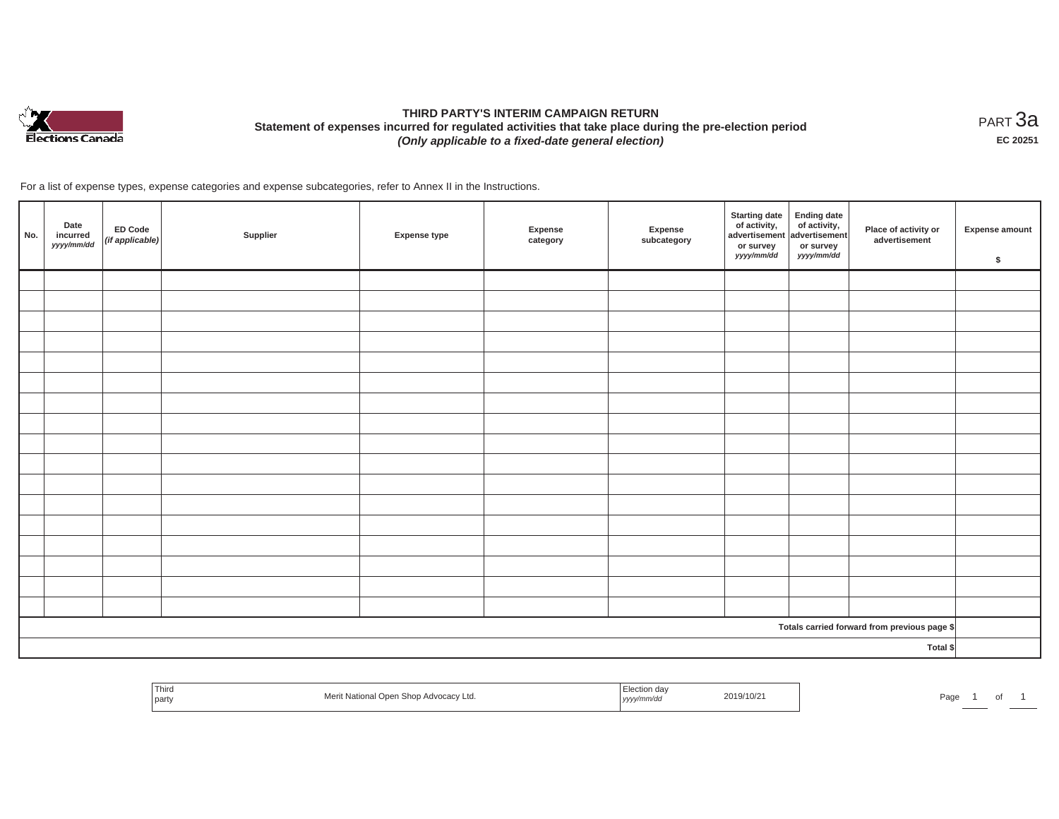# THIRD PARTY'S INTERIM CAMPAIGN RETURN

**Statement of expenses incurred for regulated activities that take place during the pre-election period**

***(Only applicable to a fixed-date general election)***

PART 3a

**EC 20251**

For a list of expense types, expense categories and expense subcategories, refer to Annex II in the Instructions.

| No. | Date incurred *yyyy/mm/dd* | ED Code *(if applicable)* | Supplier | Expense type | Expense category | Expense subcategory | Starting date of activity, advertisement or survey *yyyy/mm/dd* | Ending date of activity, advertisement or survey *yyyy/mm/dd* | Place of activity or advertisement | Expense amount $ |
|---|---|---|---|---|---|---|---|---|---|---|
| | | | | | | | | | | |
| | | | | | | | | | | |
| | | | | | | | | | | |
| | | | | | | | | | | |
| | | | | | | | | | | |
| | | | | | | | | | | |
| | | | | | | | | | | |
| | | | | | | | | | | |
| | | | | | | | | | | |
| | | | | | | | | | | |
| | | | | | | | | | | |
| | | | | | | | | | | |
| | | | | | | | | | | |
| | | | | | | | | | | |
| | | | | | | | | | | |
| | | | | | | | | | | |
| | | | | | | | | | | |
| | | | | | | | | | Totals carried forward from previous page $ | |
| | | | | | | | | | Total $ | |

| Third party | Merit National Open Shop Advocacy Ltd. | Election day *yyyy/mm/dd* | 2019/10/21 |
|---|---|---|---|

Page 1 of 1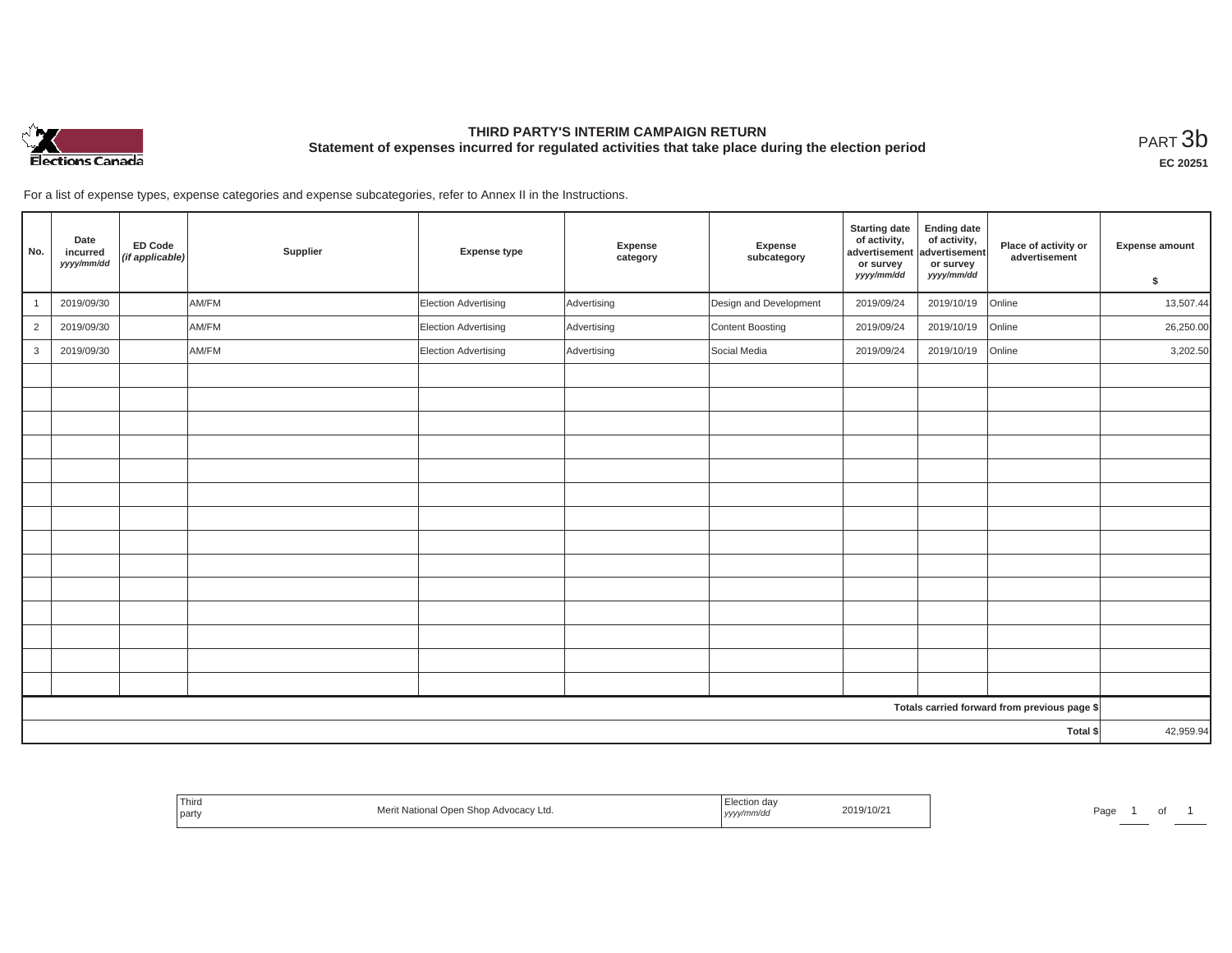# THIRD PARTY'S INTERIM CAMPAIGN RETURN

## Statement of expenses incurred for regulated activities that take place during the election period

PART 3b

**EC 20251**

For a list of expense types, expense categories and expense subcategories, refer to Annex II in the Instructions.

| No. | Date incurred *yyyy/mm/dd* | ED Code *(if applicable)* | Supplier | Expense type | Expense category | Expense subcategory | Starting date of activity, advertisement or survey *yyyy/mm/dd* | Ending date of activity, advertisement or survey *yyyy/mm/dd* | Place of activity or advertisement | Expense amount $ |
|---|---|---|---|---|---|---|---|---|---|---|
| 1 | 2019/09/30 | | AM/FM | Election Advertising | Advertising | Design and Development | 2019/09/24 | 2019/10/19 | Online | 13,507.44 |
| 2 | 2019/09/30 | | AM/FM | Election Advertising | Advertising | Content Boosting | 2019/09/24 | 2019/10/19 | Online | 26,250.00 |
| 3 | 2019/09/30 | | AM/FM | Election Advertising | Advertising | Social Media | 2019/09/24 | 2019/10/19 | Online | 3,202.50 |
| | | | | | | | | | | |
| | | | | | | | | | | |
| | | | | | | | | | | |
| | | | | | | | | | | |
| | | | | | | | | | | |
| | | | | | | | | | | |
| | | | | | | | | | | |
| | | | | | | | | | | |
| | | | | | | | | | | |
| | | | | | | | | | | |
| | | | | | | | | | | |
| | | | | | | | | | | |
| | | | | | | | | | | |
| | | | | | | | | | | |
| | | | | | | | | | Totals carried forward from previous page $ | |
| | | | | | | | | | Total $ | 42,959.94 |

| Third party | Merit National Open Shop Advocacy Ltd. | Election day *yyyy/mm/dd* | 2019/10/21 |
|---|---|---|---|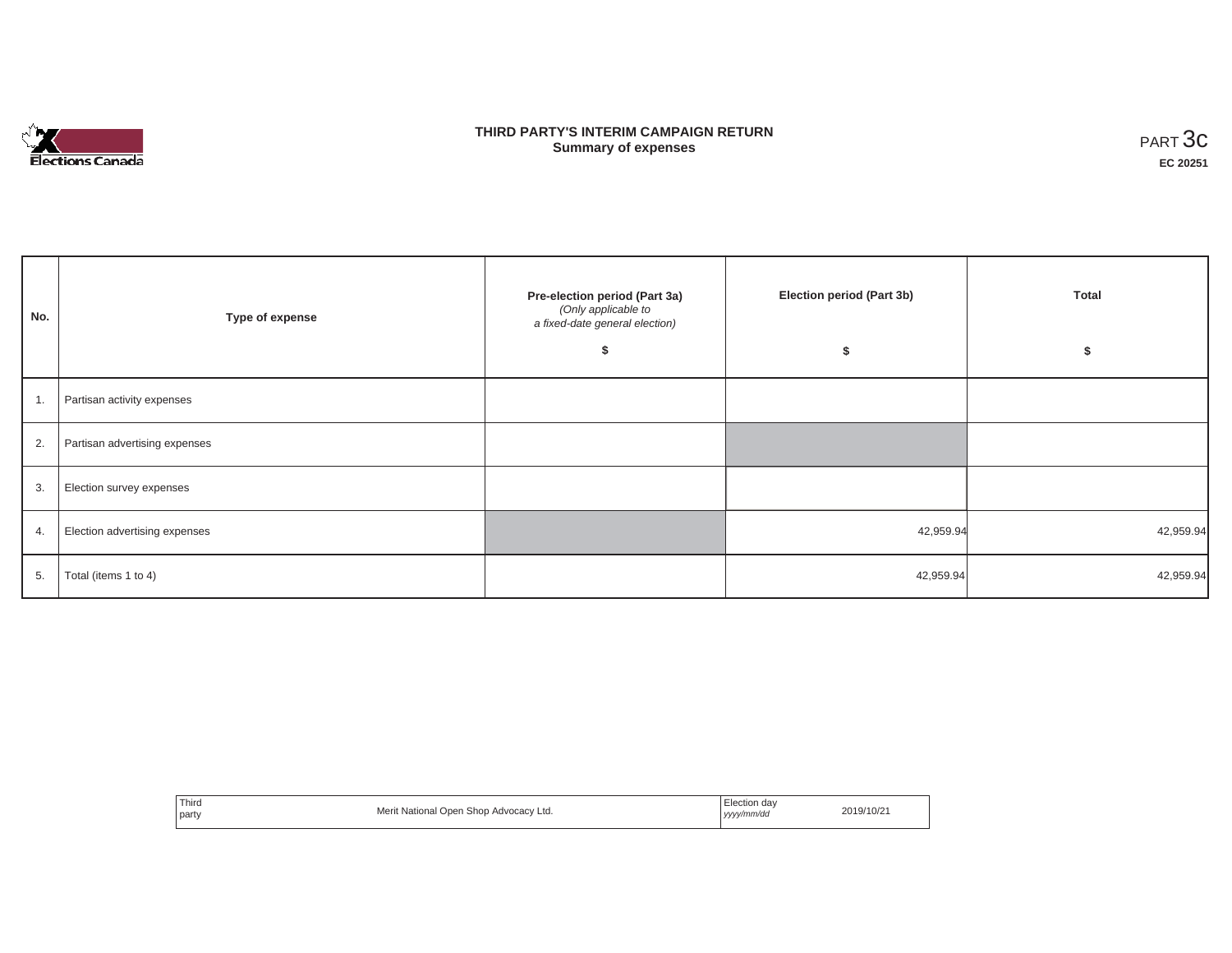Elections Canada

# THIRD PARTY'S INTERIM CAMPAIGN RETURN
## Summary of expenses

PART 3c
**EC 20251**

| No. | Type of expense | Pre-election period (Part 3a) *(Only applicable to a fixed-date general election)* $ | Election period (Part 3b) $ | Total $ |
|---|---|---|---|---|
| 1. | Partisan activity expenses | | | |
| 2. | Partisan advertising expenses | | | |
| 3. | Election survey expenses | | | |
| 4. | Election advertising expenses | | 42,959.94 | 42,959.94 |
| 5. | Total (items 1 to 4) | | 42,959.94 | 42,959.94 |

| Third party | Merit National Open Shop Advocacy Ltd. | Election day *yyyy/mm/dd* | 2019/10/21 |
|---|---|---|---|